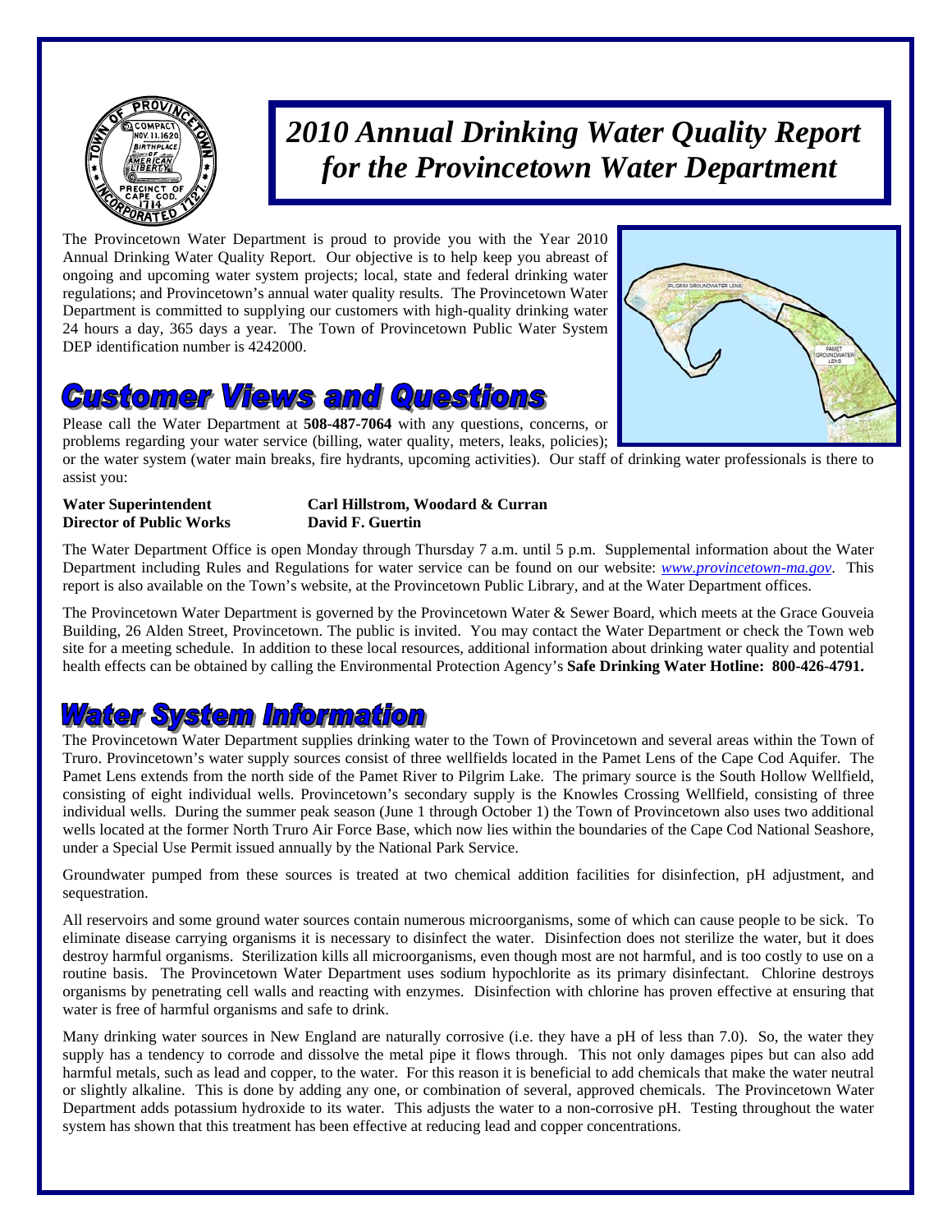# *2010 Annual Drinking Water Quality Report for the Provincetown Water Department*

The Provincetown Water Department is proud to provide you with the Year 2010 Annual Drinking Water Quality Report. Our objective is to help keep you abreast of ongoing and upcoming water system projects; local, state and federal drinking water regulations; and Provincetown's annual water quality results. The Provincetown Water Department is committed to supplying our customers with high-quality drinking water 24 hours a day, 365 days a year. The Town of Provincetown Public Water System DEP identification number is 4242000.

## Customer Views and Questions

Please call the Water Department at **508-487-7064** with any questions, concerns, or problems regarding your water service (billing, water quality, meters, leaks, policies); or the water system (water main breaks, fire hydrants, upcoming activities). Our staff of drinking water professionals is there to assist you:

| | |
|---|---|
| **Water Superintendent** | **Carl Hillstrom, Woodard & Curran** |
| **Director of Public Works** | **David F. Guertin** |

The Water Department Office is open Monday through Thursday 7 a.m. until 5 p.m. Supplemental information about the Water Department including Rules and Regulations for water service can be found on our website: *www.provincetown-ma.gov*. This report is also available on the Town's website, at the Provincetown Public Library, and at the Water Department offices.

The Provincetown Water Department is governed by the Provincetown Water & Sewer Board, which meets at the Grace Gouveia Building, 26 Alden Street, Provincetown. The public is invited. You may contact the Water Department or check the Town web site for a meeting schedule. In addition to these local resources, additional information about drinking water quality and potential health effects can be obtained by calling the Environmental Protection Agency's **Safe Drinking Water Hotline: 800-426-4791.**

## Water System Information

The Provincetown Water Department supplies drinking water to the Town of Provincetown and several areas within the Town of Truro. Provincetown's water supply sources consist of three wellfields located in the Pamet Lens of the Cape Cod Aquifer. The Pamet Lens extends from the north side of the Pamet River to Pilgrim Lake. The primary source is the South Hollow Wellfield, consisting of eight individual wells. Provincetown's secondary supply is the Knowles Crossing Wellfield, consisting of three individual wells. During the summer peak season (June 1 through October 1) the Town of Provincetown also uses two additional wells located at the former North Truro Air Force Base, which now lies within the boundaries of the Cape Cod National Seashore, under a Special Use Permit issued annually by the National Park Service.

Groundwater pumped from these sources is treated at two chemical addition facilities for disinfection, pH adjustment, and sequestration.

All reservoirs and some ground water sources contain numerous microorganisms, some of which can cause people to be sick. To eliminate disease carrying organisms it is necessary to disinfect the water. Disinfection does not sterilize the water, but it does destroy harmful organisms. Sterilization kills all microorganisms, even though most are not harmful, and is too costly to use on a routine basis. The Provincetown Water Department uses sodium hypochlorite as its primary disinfectant. Chlorine destroys organisms by penetrating cell walls and reacting with enzymes. Disinfection with chlorine has proven effective at ensuring that water is free of harmful organisms and safe to drink.

Many drinking water sources in New England are naturally corrosive (i.e. they have a pH of less than 7.0). So, the water they supply has a tendency to corrode and dissolve the metal pipe it flows through. This not only damages pipes but can also add harmful metals, such as lead and copper, to the water. For this reason it is beneficial to add chemicals that make the water neutral or slightly alkaline. This is done by adding any one, or combination of several, approved chemicals. The Provincetown Water Department adds potassium hydroxide to its water. This adjusts the water to a non-corrosive pH. Testing throughout the water system has shown that this treatment has been effective at reducing lead and copper concentrations.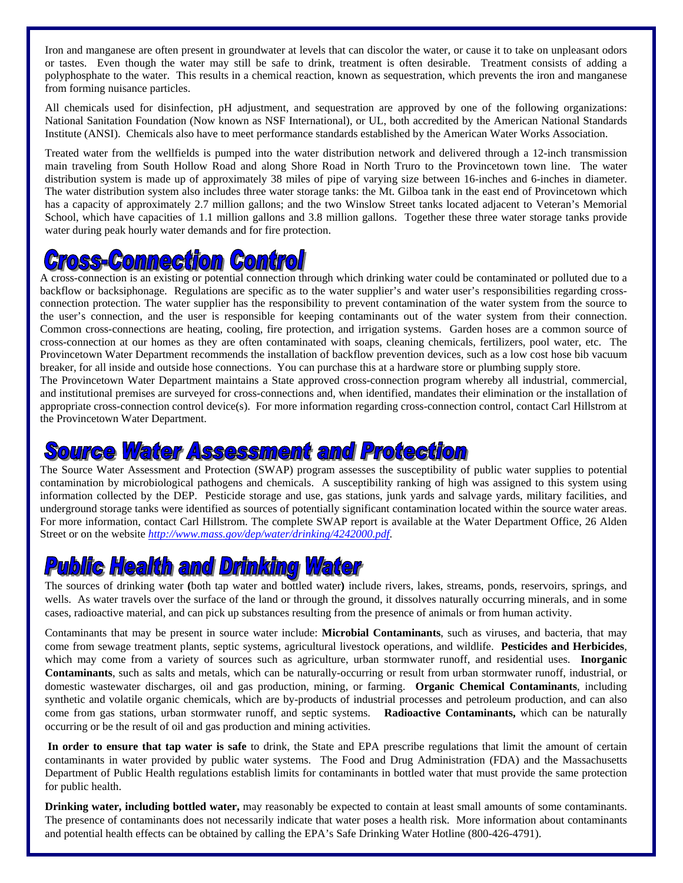Iron and manganese are often present in groundwater at levels that can discolor the water, or cause it to take on unpleasant odors or tastes. Even though the water may still be safe to drink, treatment is often desirable. Treatment consists of adding a polyphosphate to the water. This results in a chemical reaction, known as sequestration, which prevents the iron and manganese from forming nuisance particles.

All chemicals used for disinfection, pH adjustment, and sequestration are approved by one of the following organizations: National Sanitation Foundation (Now known as NSF International), or UL, both accredited by the American National Standards Institute (ANSI). Chemicals also have to meet performance standards established by the American Water Works Association.

Treated water from the wellfields is pumped into the water distribution network and delivered through a 12-inch transmission main traveling from South Hollow Road and along Shore Road in North Truro to the Provincetown town line. The water distribution system is made up of approximately 38 miles of pipe of varying size between 16-inches and 6-inches in diameter. The water distribution system also includes three water storage tanks: the Mt. Gilboa tank in the east end of Provincetown which has a capacity of approximately 2.7 million gallons; and the two Winslow Street tanks located adjacent to Veteran's Memorial School, which have capacities of 1.1 million gallons and 3.8 million gallons. Together these three water storage tanks provide water during peak hourly water demands and for fire protection.

## Cross-Connection Control

A cross-connection is an existing or potential connection through which drinking water could be contaminated or polluted due to a backflow or backsiphonage. Regulations are specific as to the water supplier's and water user's responsibilities regarding cross-connection protection. The water supplier has the responsibility to prevent contamination of the water system from the source to the user's connection, and the user is responsible for keeping contaminants out of the water system from their connection. Common cross-connections are heating, cooling, fire protection, and irrigation systems. Garden hoses are a common source of cross-connection at our homes as they are often contaminated with soaps, cleaning chemicals, fertilizers, pool water, etc. The Provincetown Water Department recommends the installation of backflow prevention devices, such as a low cost hose bib vacuum breaker, for all inside and outside hose connections. You can purchase this at a hardware store or plumbing supply store.

The Provincetown Water Department maintains a State approved cross-connection program whereby all industrial, commercial, and institutional premises are surveyed for cross-connections and, when identified, mandates their elimination or the installation of appropriate cross-connection control device(s). For more information regarding cross-connection control, contact Carl Hillstrom at the Provincetown Water Department.

## Source Water Assessment and Protection

The Source Water Assessment and Protection (SWAP) program assesses the susceptibility of public water supplies to potential contamination by microbiological pathogens and chemicals. A susceptibility ranking of high was assigned to this system using information collected by the DEP. Pesticide storage and use, gas stations, junk yards and salvage yards, military facilities, and underground storage tanks were identified as sources of potentially significant contamination located within the source water areas. For more information, contact Carl Hillstrom. The complete SWAP report is available at the Water Department Office, 26 Alden Street or on the website *http://www.mass.gov/dep/water/drinking/4242000.pdf*.

## Public Health and Drinking Water

The sources of drinking water **(**both tap water and bottled water**)** include rivers, lakes, streams, ponds, reservoirs, springs, and wells. As water travels over the surface of the land or through the ground, it dissolves naturally occurring minerals, and in some cases, radioactive material, and can pick up substances resulting from the presence of animals or from human activity.

Contaminants that may be present in source water include: **Microbial Contaminants**, such as viruses, and bacteria, that may come from sewage treatment plants, septic systems, agricultural livestock operations, and wildlife. **Pesticides and Herbicides**, which may come from a variety of sources such as agriculture, urban stormwater runoff, and residential uses. **Inorganic Contaminants**, such as salts and metals, which can be naturally-occurring or result from urban stormwater runoff, industrial, or domestic wastewater discharges, oil and gas production, mining, or farming. **Organic Chemical Contaminants**, including synthetic and volatile organic chemicals, which are by-products of industrial processes and petroleum production, and can also come from gas stations, urban stormwater runoff, and septic systems. **Radioactive Contaminants,** which can be naturally occurring or be the result of oil and gas production and mining activities.

**In order to ensure that tap water is safe** to drink, the State and EPA prescribe regulations that limit the amount of certain contaminants in water provided by public water systems. The Food and Drug Administration (FDA) and the Massachusetts Department of Public Health regulations establish limits for contaminants in bottled water that must provide the same protection for public health.

**Drinking water, including bottled water,** may reasonably be expected to contain at least small amounts of some contaminants. The presence of contaminants does not necessarily indicate that water poses a health risk. More information about contaminants and potential health effects can be obtained by calling the EPA's Safe Drinking Water Hotline (800-426-4791).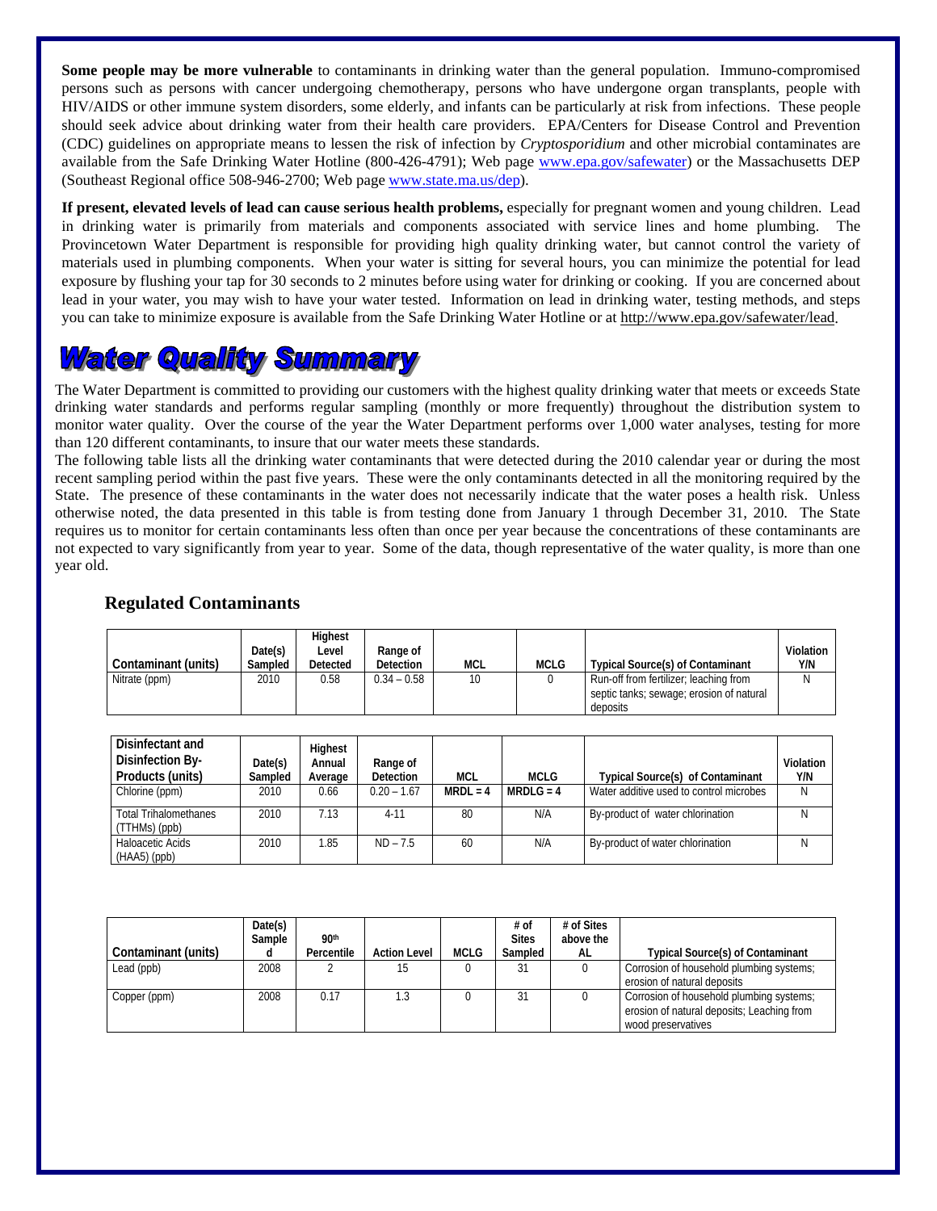**Some people may be more vulnerable** to contaminants in drinking water than the general population. Immuno-compromised persons such as persons with cancer undergoing chemotherapy, persons who have undergone organ transplants, people with HIV/AIDS or other immune system disorders, some elderly, and infants can be particularly at risk from infections. These people should seek advice about drinking water from their health care providers. EPA/Centers for Disease Control and Prevention (CDC) guidelines on appropriate means to lessen the risk of infection by *Cryptosporidium* and other microbial contaminates are available from the Safe Drinking Water Hotline (800-426-4791); Web page www.epa.gov/safewater) or the Massachusetts DEP (Southeast Regional office 508-946-2700; Web page www.state.ma.us/dep).

**If present, elevated levels of lead can cause serious health problems,** especially for pregnant women and young children. Lead in drinking water is primarily from materials and components associated with service lines and home plumbing. The Provincetown Water Department is responsible for providing high quality drinking water, but cannot control the variety of materials used in plumbing components. When your water is sitting for several hours, you can minimize the potential for lead exposure by flushing your tap for 30 seconds to 2 minutes before using water for drinking or cooking. If you are concerned about lead in your water, you may wish to have your water tested. Information on lead in drinking water, testing methods, and steps you can take to minimize exposure is available from the Safe Drinking Water Hotline or at http://www.epa.gov/safewater/lead.

# Water Quality Summary

The Water Department is committed to providing our customers with the highest quality drinking water that meets or exceeds State drinking water standards and performs regular sampling (monthly or more frequently) throughout the distribution system to monitor water quality. Over the course of the year the Water Department performs over 1,000 water analyses, testing for more than 120 different contaminants, to insure that our water meets these standards.

The following table lists all the drinking water contaminants that were detected during the 2010 calendar year or during the most recent sampling period within the past five years. These were the only contaminants detected in all the monitoring required by the State. The presence of these contaminants in the water does not necessarily indicate that the water poses a health risk. Unless otherwise noted, the data presented in this table is from testing done from January 1 through December 31, 2010. The State requires us to monitor for certain contaminants less often than once per year because the concentrations of these contaminants are not expected to vary significantly from year to year. Some of the data, though representative of the water quality, is more than one year old.

## Regulated Contaminants

| Contaminant (units) | Date(s) Sampled | Highest Level Detected | Range of Detection | MCL | MCLG | Typical Source(s) of Contaminant | Violation Y/N |
|---|---|---|---|---|---|---|---|
| Nitrate (ppm) | 2010 | 0.58 | 0.34 – 0.58 | 10 | 0 | Run-off from fertilizer; leaching from septic tanks; sewage; erosion of natural deposits | N |

| Disinfectant and Disinfection By-Products (units) | Date(s) Sampled | Highest Annual Average | Range of Detection | MCL | MCLG | Typical Source(s) of Contaminant | Violation Y/N |
|---|---|---|---|---|---|---|---|
| Chlorine (ppm) | 2010 | 0.66 | 0.20 – 1.67 | MRDL = 4 | MRDLG = 4 | Water additive used to control microbes | N |
| Total Trihalomethanes (TTHMs) (ppb) | 2010 | 7.13 | 4-11 | 80 | N/A | By-product of water chlorination | N |
| Haloacetic Acids (HAA5) (ppb) | 2010 | 1.85 | ND – 7.5 | 60 | N/A | By-product of water chlorination | N |

| Contaminant (units) | Date(s) Sampled | 90th Percentile | Action Level | MCLG | # of Sites Sampled | # of Sites above the AL | Typical Source(s) of Contaminant |
|---|---|---|---|---|---|---|---|
| Lead (ppb) | 2008 | 2 | 15 | 0 | 31 | 0 | Corrosion of household plumbing systems; erosion of natural deposits |
| Copper (ppm) | 2008 | 0.17 | 1.3 | 0 | 31 | 0 | Corrosion of household plumbing systems; erosion of natural deposits; Leaching from wood preservatives |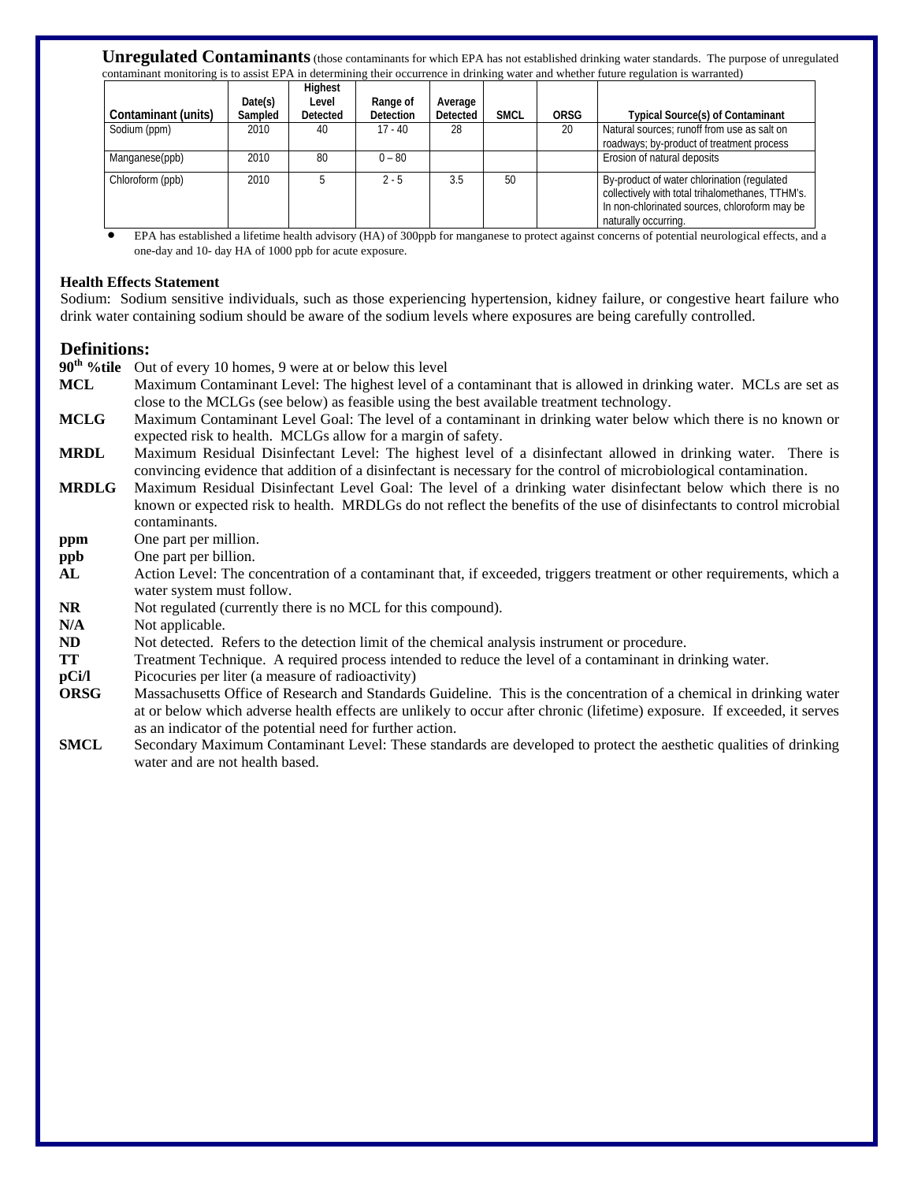**Unregulated Contaminants** (those contaminants for which EPA has not established drinking water standards. The purpose of unregulated contaminant monitoring is to assist EPA in determining their occurrence in drinking water and whether future regulation is warranted)

| Contaminant (units) | Date(s) Sampled | Highest Level Detected | Range of Detection | Average Detected | SMCL | ORSG | Typical Source(s) of Contaminant |
|---|---|---|---|---|---|---|---|
| Sodium (ppm) | 2010 | 40 | 17 - 40 | 28 | | 20 | Natural sources; runoff from use as salt on roadways; by-product of treatment process |
| Manganese(ppb) | 2010 | 80 | 0 – 80 | | | | Erosion of natural deposits |
| Chloroform (ppb) | 2010 | 5 | 2 - 5 | 3.5 | 50 | | By-product of water chlorination (regulated collectively with total trihalomethanes, TTHM's. In non-chlorinated sources, chloroform may be naturally occurring. |

- EPA has established a lifetime health advisory (HA) of 300ppb for manganese to protect against concerns of potential neurological effects, and a one-day and 10- day HA of 1000 ppb for acute exposure.

**Health Effects Statement**

Sodium: Sodium sensitive individuals, such as those experiencing hypertension, kidney failure, or congestive heart failure who drink water containing sodium should be aware of the sodium levels where exposures are being carefully controlled.

## Definitions:

**90th %tile** Out of every 10 homes, 9 were at or below this level

**MCL** Maximum Contaminant Level: The highest level of a contaminant that is allowed in drinking water. MCLs are set as close to the MCLGs (see below) as feasible using the best available treatment technology.

**MCLG** Maximum Contaminant Level Goal: The level of a contaminant in drinking water below which there is no known or expected risk to health. MCLGs allow for a margin of safety.

**MRDL** Maximum Residual Disinfectant Level: The highest level of a disinfectant allowed in drinking water. There is convincing evidence that addition of a disinfectant is necessary for the control of microbiological contamination.

**MRDLG** Maximum Residual Disinfectant Level Goal: The level of a drinking water disinfectant below which there is no known or expected risk to health. MRDLGs do not reflect the benefits of the use of disinfectants to control microbial contaminants.

**ppm** One part per million.

**ppb** One part per billion.

**AL** Action Level: The concentration of a contaminant that, if exceeded, triggers treatment or other requirements, which a water system must follow.

**NR** Not regulated (currently there is no MCL for this compound).

**N/A** Not applicable.

**ND** Not detected. Refers to the detection limit of the chemical analysis instrument or procedure.

**TT** Treatment Technique. A required process intended to reduce the level of a contaminant in drinking water.

**pCi/l** Picocuries per liter (a measure of radioactivity)

**ORSG** Massachusetts Office of Research and Standards Guideline. This is the concentration of a chemical in drinking water at or below which adverse health effects are unlikely to occur after chronic (lifetime) exposure. If exceeded, it serves as an indicator of the potential need for further action.

**SMCL** Secondary Maximum Contaminant Level: These standards are developed to protect the aesthetic qualities of drinking water and are not health based.